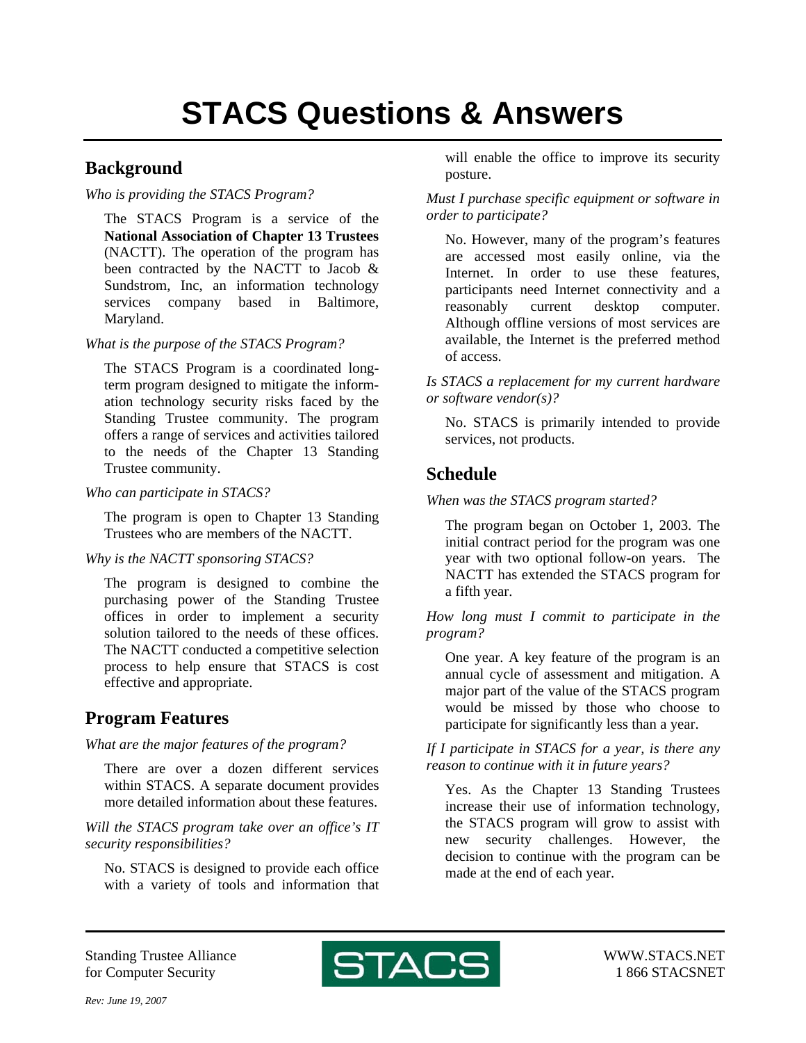# STACS Questions & Answers

## Background

*Who is providing the STACS Program?*

The STACS Program is a service of the **National Association of Chapter 13 Trustees** (NACTT). The operation of the program has been contracted by the NACTT to Jacob & Sundstrom, Inc, an information technology services company based in Baltimore, Maryland.

*What is the purpose of the STACS Program?*

The STACS Program is a coordinated long-term program designed to mitigate the information technology security risks faced by the Standing Trustee community. The program offers a range of services and activities tailored to the needs of the Chapter 13 Standing Trustee community.

*Who can participate in STACS?*

The program is open to Chapter 13 Standing Trustees who are members of the NACTT.

*Why is the NACTT sponsoring STACS?*

The program is designed to combine the purchasing power of the Standing Trustee offices in order to implement a security solution tailored to the needs of these offices. The NACTT conducted a competitive selection process to help ensure that STACS is cost effective and appropriate.

## Program Features

*What are the major features of the program?*

There are over a dozen different services within STACS. A separate document provides more detailed information about these features.

*Will the STACS program take over an office's IT security responsibilities?*

No. STACS is designed to provide each office with a variety of tools and information that will enable the office to improve its security posture.

*Must I purchase specific equipment or software in order to participate?*

No. However, many of the program's features are accessed most easily online, via the Internet. In order to use these features, participants need Internet connectivity and a reasonably current desktop computer. Although offline versions of most services are available, the Internet is the preferred method of access.

*Is STACS a replacement for my current hardware or software vendor(s)?*

No. STACS is primarily intended to provide services, not products.

## Schedule

*When was the STACS program started?*

The program began on October 1, 2003. The initial contract period for the program was one year with two optional follow-on years. The NACTT has extended the STACS program for a fifth year.

*How long must I commit to participate in the program?*

One year. A key feature of the program is an annual cycle of assessment and mitigation. A major part of the value of the STACS program would be missed by those who choose to participate for significantly less than a year.

*If I participate in STACS for a year, is there any reason to continue with it in future years?*

Yes. As the Chapter 13 Standing Trustees increase their use of information technology, the STACS program will grow to assist with new security challenges. However, the decision to continue with the program can be made at the end of each year.

Standing Trustee Alliance for Computer Security

STACS

WWW.STACS.NET
1 866 STACSNET

*Rev: June 19, 2007*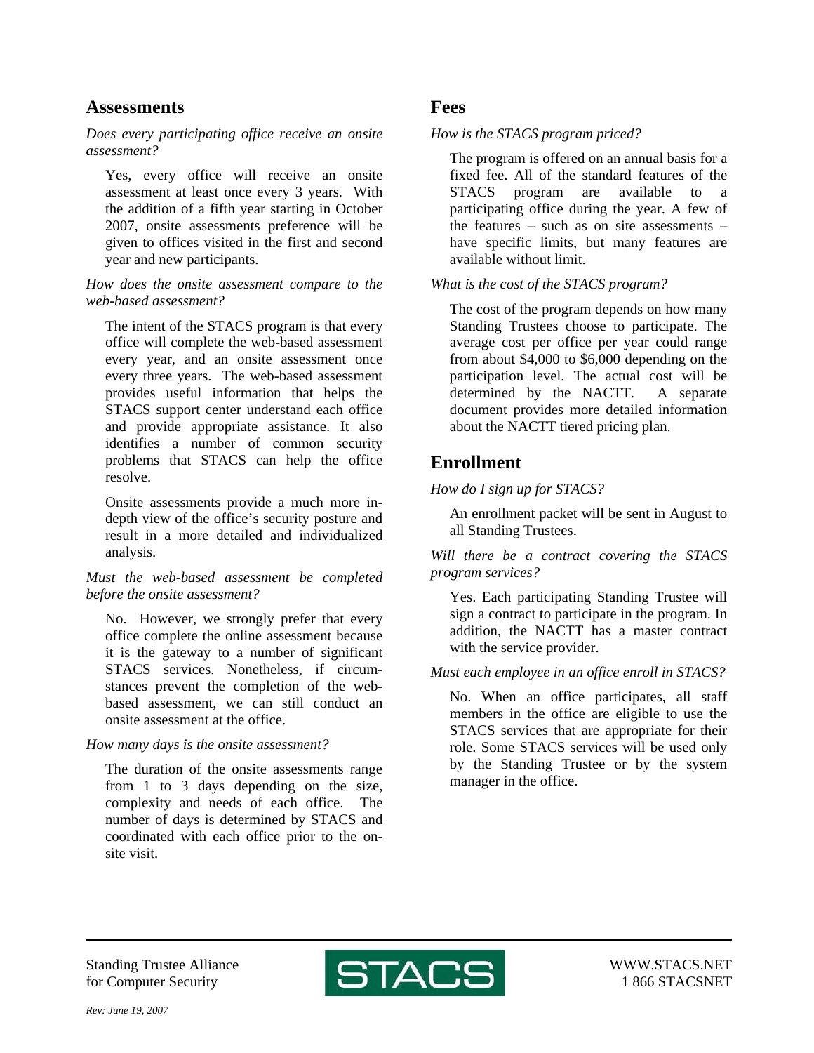## Assessments

*Does every participating office receive an onsite assessment?*

Yes, every office will receive an onsite assessment at least once every 3 years. With the addition of a fifth year starting in October 2007, onsite assessments preference will be given to offices visited in the first and second year and new participants.

*How does the onsite assessment compare to the web-based assessment?*

The intent of the STACS program is that every office will complete the web-based assessment every year, and an onsite assessment once every three years. The web-based assessment provides useful information that helps the STACS support center understand each office and provide appropriate assistance. It also identifies a number of common security problems that STACS can help the office resolve.

Onsite assessments provide a much more in-depth view of the office's security posture and result in a more detailed and individualized analysis.

*Must the web-based assessment be completed before the onsite assessment?*

No. However, we strongly prefer that every office complete the online assessment because it is the gateway to a number of significant STACS services. Nonetheless, if circumstances prevent the completion of the web-based assessment, we can still conduct an onsite assessment at the office.

*How many days is the onsite assessment?*

The duration of the onsite assessments range from 1 to 3 days depending on the size, complexity and needs of each office. The number of days is determined by STACS and coordinated with each office prior to the on-site visit.

## Fees

*How is the STACS program priced?*

The program is offered on an annual basis for a fixed fee. All of the standard features of the STACS program are available to a participating office during the year. A few of the features – such as on site assessments – have specific limits, but many features are available without limit.

*What is the cost of the STACS program?*

The cost of the program depends on how many Standing Trustees choose to participate. The average cost per office per year could range from about $4,000 to $6,000 depending on the participation level. The actual cost will be determined by the NACTT. A separate document provides more detailed information about the NACTT tiered pricing plan.

## Enrollment

*How do I sign up for STACS?*

An enrollment packet will be sent in August to all Standing Trustees.

*Will there be a contract covering the STACS program services?*

Yes. Each participating Standing Trustee will sign a contract to participate in the program. In addition, the NACTT has a master contract with the service provider.

*Must each employee in an office enroll in STACS?*

No. When an office participates, all staff members in the office are eligible to use the STACS services that are appropriate for their role. Some STACS services will be used only by the Standing Trustee or by the system manager in the office.

Standing Trustee Alliance for Computer Security

STACS

WWW.STACS.NET
1 866 STACSNET

*Rev: June 19, 2007*